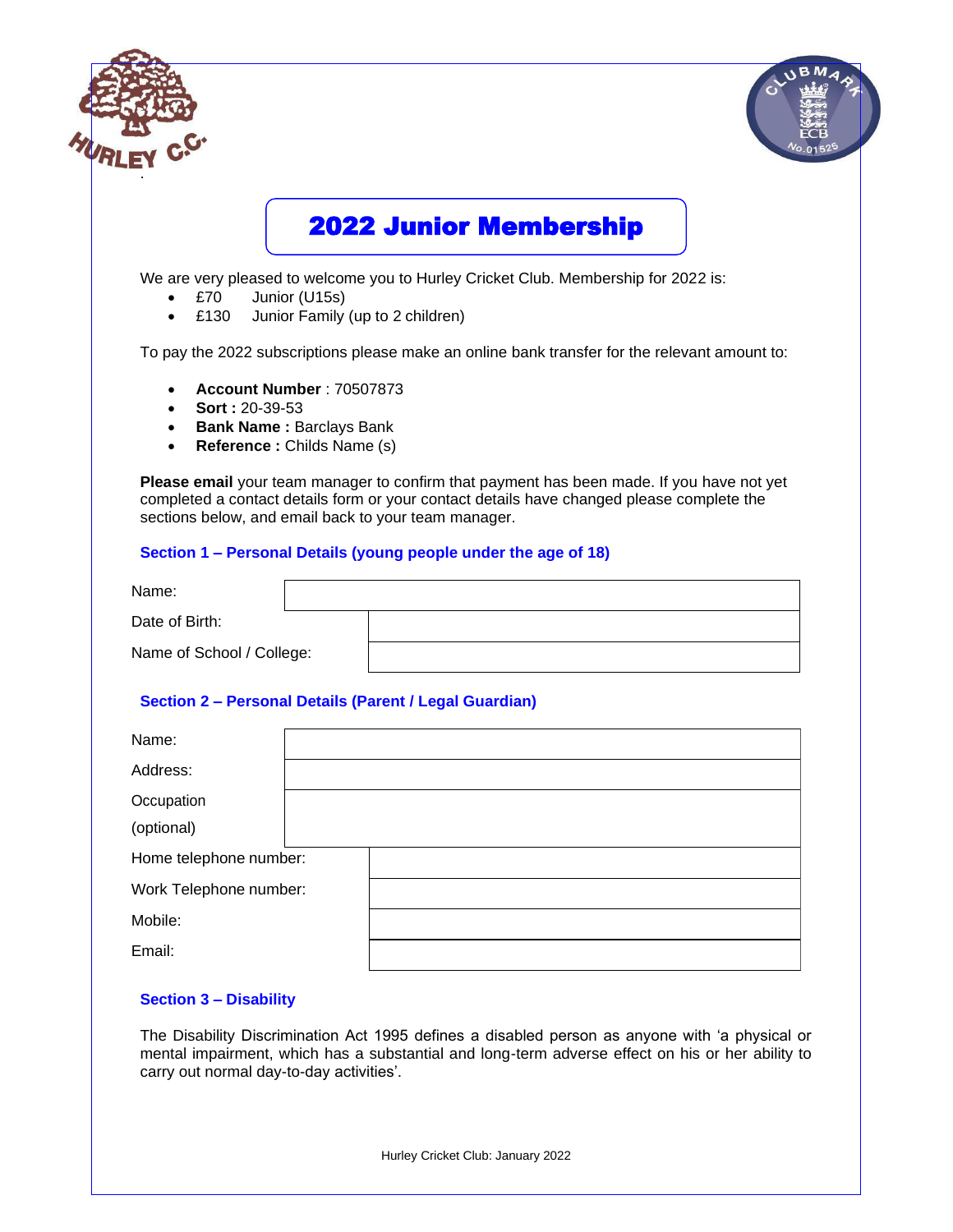# 2022 Junior Membership

We are very pleased to welcome you to Hurley Cricket Club. Membership for 2022 is:

- £70 Junior (U15s)
- £130 Junior Family (up to 2 children)

To pay the 2022 subscriptions please make an online bank transfer for the relevant amount to:

- **Account Number** : 70507873
- **Sort :** 20-39-53
- **Bank Name :** Barclays Bank
- **Reference :** Childs Name (s)

**Please email** your team manager to confirm that payment has been made. If you have not yet completed a contact details form or your contact details have changed please complete the sections below, and email back to your team manager.

### Section 1 – Personal Details (young people under the age of 18)

| | |
|---|---|
| Name: | |
| Date of Birth: | |
| Name of School / College: | |

### Section 2 – Personal Details (Parent / Legal Guardian)

| | |
|---|---|
| Name: | |
| Address: | |
| Occupation (optional) | |
| Home telephone number: | |
| Work Telephone number: | |
| Mobile: | |
| Email: | |

### Section 3 – Disability

The Disability Discrimination Act 1995 defines a disabled person as anyone with 'a physical or mental impairment, which has a substantial and long-term adverse effect on his or her ability to carry out normal day-to-day activities'.

Hurley Cricket Club: January 2022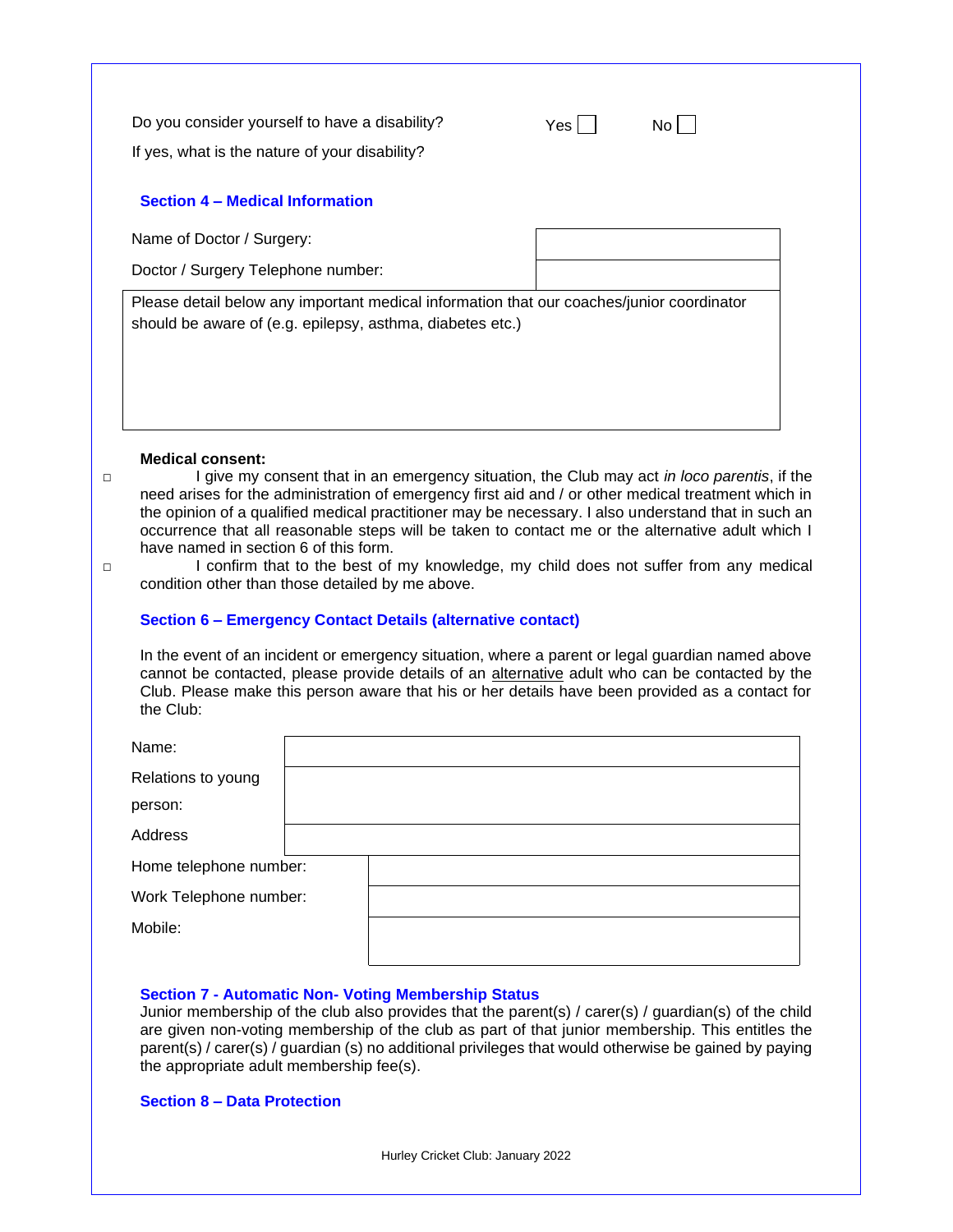Do you consider yourself to have a disability? Yes ☐ No ☐

If yes, what is the nature of your disability?

### Section 4 – Medical Information

| Name of Doctor / Surgery: | |
|---|---|
| Doctor / Surgery Telephone number: | |

Please detail below any important medical information that our coaches/junior coordinator should be aware of (e.g. epilepsy, asthma, diabetes etc.)

**Medical consent:**

☐ I give my consent that in an emergency situation, the Club may act *in loco parentis*, if the need arises for the administration of emergency first aid and / or other medical treatment which in the opinion of a qualified medical practitioner may be necessary. I also understand that in such an occurrence that all reasonable steps will be taken to contact me or the alternative adult which I have named in section 6 of this form.

☐ I confirm that to the best of my knowledge, my child does not suffer from any medical condition other than those detailed by me above.

### Section 6 – Emergency Contact Details (alternative contact)

In the event of an incident or emergency situation, where a parent or legal guardian named above cannot be contacted, please provide details of an alternative adult who can be contacted by the Club. Please make this person aware that his or her details have been provided as a contact for the Club:

| Name: | |
|---|---|
| Relations to young person: | |
| Address | |
| Home telephone number: | |
| Work Telephone number: | |
| Mobile: | |

### Section 7 - Automatic Non- Voting Membership Status

Junior membership of the club also provides that the parent(s) / carer(s) / guardian(s) of the child are given non-voting membership of the club as part of that junior membership. This entitles the parent(s) / carer(s) / guardian (s) no additional privileges that would otherwise be gained by paying the appropriate adult membership fee(s).

### Section 8 – Data Protection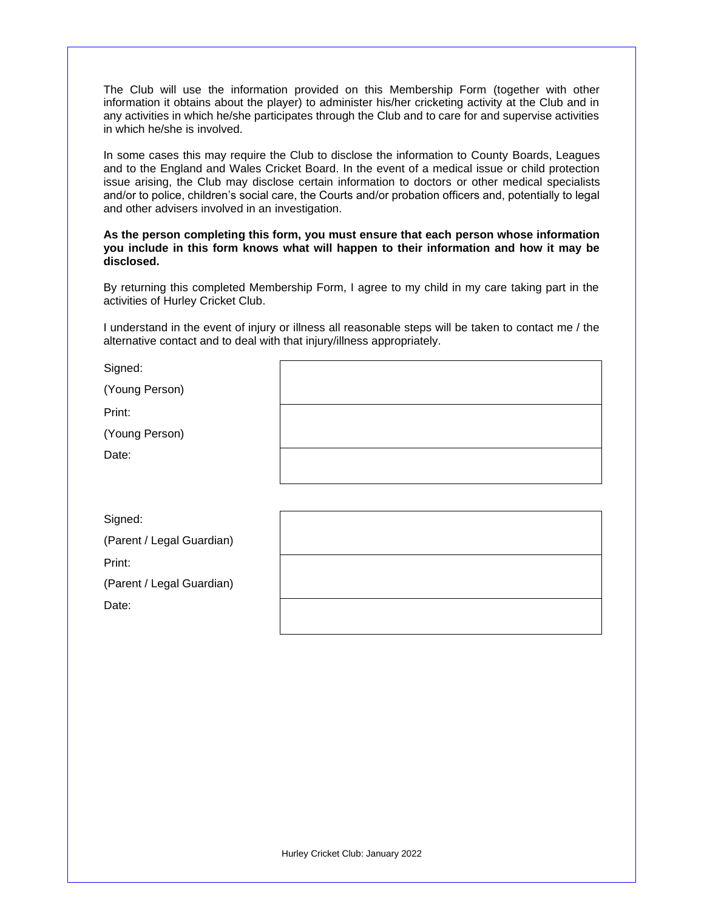The Club will use the information provided on this Membership Form (together with other information it obtains about the player) to administer his/her cricketing activity at the Club and in any activities in which he/she participates through the Club and to care for and supervise activities in which he/she is involved.

In some cases this may require the Club to disclose the information to County Boards, Leagues and to the England and Wales Cricket Board. In the event of a medical issue or child protection issue arising, the Club may disclose certain information to doctors or other medical specialists and/or to police, children's social care, the Courts and/or probation officers and, potentially to legal and other advisers involved in an investigation.

**As the person completing this form, you must ensure that each person whose information you include in this form knows what will happen to their information and how it may be disclosed.**

By returning this completed Membership Form, I agree to my child in my care taking part in the activities of Hurley Cricket Club.

I understand in the event of injury or illness all reasonable steps will be taken to contact me / the alternative contact and to deal with that injury/illness appropriately.

| | |
|---|---|
| Signed: (Young Person) | |
| Print: (Young Person) | |
| Date: | |

| | |
|---|---|
| Signed: (Parent / Legal Guardian) | |
| Print: (Parent / Legal Guardian) | |
| Date: | |

Hurley Cricket Club: January 2022